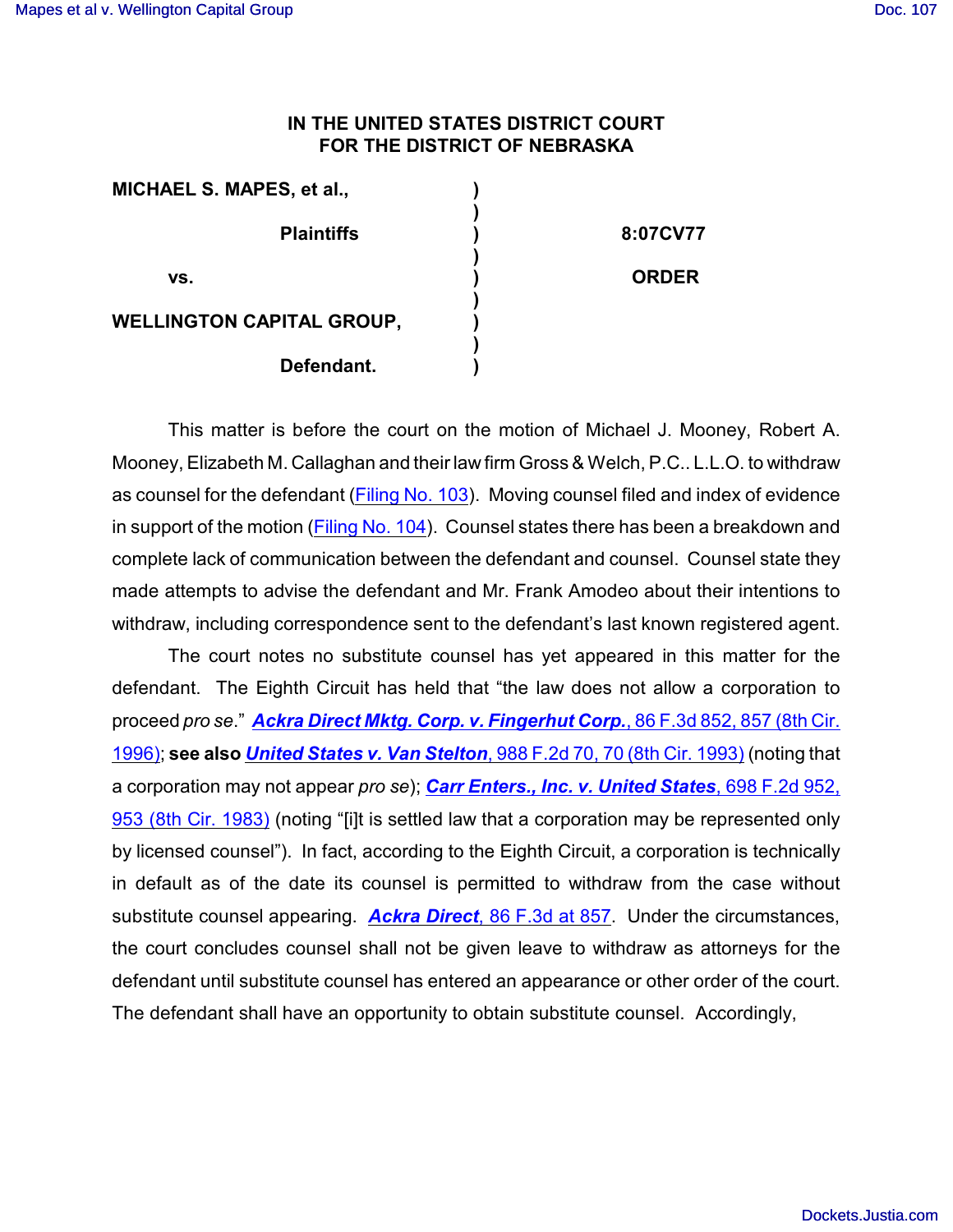# IN THE UNITED STATES DISTRICT COURT
# FOR THE DISTRICT OF NEBRASKA

| | | |
|---|---|---|
| **MICHAEL S. MAPES, et al.,** | ) | |
| | ) | |
| **Plaintiffs** | ) | **8:07CV77** |
| | ) | |
| **vs.** | ) | **ORDER** |
| | ) | |
| **WELLINGTON CAPITAL GROUP,** | ) | |
| | ) | |
| **Defendant.** | ) | |

This matter is before the court on the motion of Michael J. Mooney, Robert A. Mooney, Elizabeth M. Callaghan and their law firm Gross & Welch, P.C.. L.L.O. to withdraw as counsel for the defendant (Filing No. 103). Moving counsel filed and index of evidence in support of the motion (Filing No. 104). Counsel states there has been a breakdown and complete lack of communication between the defendant and counsel. Counsel state they made attempts to advise the defendant and Mr. Frank Amodeo about their intentions to withdraw, including correspondence sent to the defendant's last known registered agent.

The court notes no substitute counsel has yet appeared in this matter for the defendant. The Eighth Circuit has held that "the law does not allow a corporation to proceed *pro se*." ***Ackra Direct Mktg. Corp. v. Fingerhut Corp.***, 86 F.3d 852, 857 (8th Cir. 1996); **see also *United States v. Van Stelton***, 988 F.2d 70, 70 (8th Cir. 1993) (noting that a corporation may not appear *pro se*); ***Carr Enters., Inc. v. United States***, 698 F.2d 952, 953 (8th Cir. 1983) (noting "[i]t is settled law that a corporation may be represented only by licensed counsel"). In fact, according to the Eighth Circuit, a corporation is technically in default as of the date its counsel is permitted to withdraw from the case without substitute counsel appearing. ***Ackra Direct***, 86 F.3d at 857. Under the circumstances, the court concludes counsel shall not be given leave to withdraw as attorneys for the defendant until substitute counsel has entered an appearance or other order of the court. The defendant shall have an opportunity to obtain substitute counsel. Accordingly,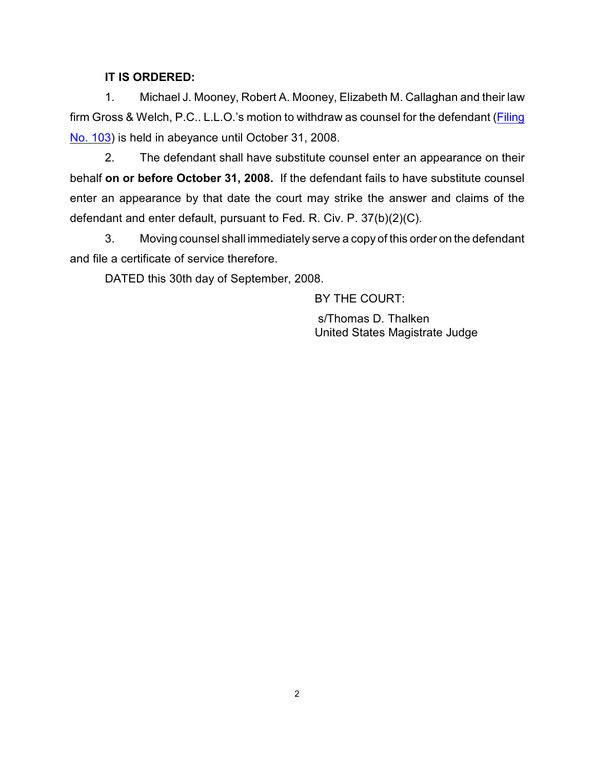**IT IS ORDERED:**

1. Michael J. Mooney, Robert A. Mooney, Elizabeth M. Callaghan and their law firm Gross & Welch, P.C.. L.L.O.'s motion to withdraw as counsel for the defendant (Filing No. 103) is held in abeyance until October 31, 2008.

2. The defendant shall have substitute counsel enter an appearance on their behalf **on or before October 31, 2008.** If the defendant fails to have substitute counsel enter an appearance by that date the court may strike the answer and claims of the defendant and enter default, pursuant to Fed. R. Civ. P. 37(b)(2)(C).

3. Moving counsel shall immediately serve a copy of this order on the defendant and file a certificate of service therefore.

DATED this 30th day of September, 2008.

BY THE COURT:

s/Thomas D. Thalken
United States Magistrate Judge